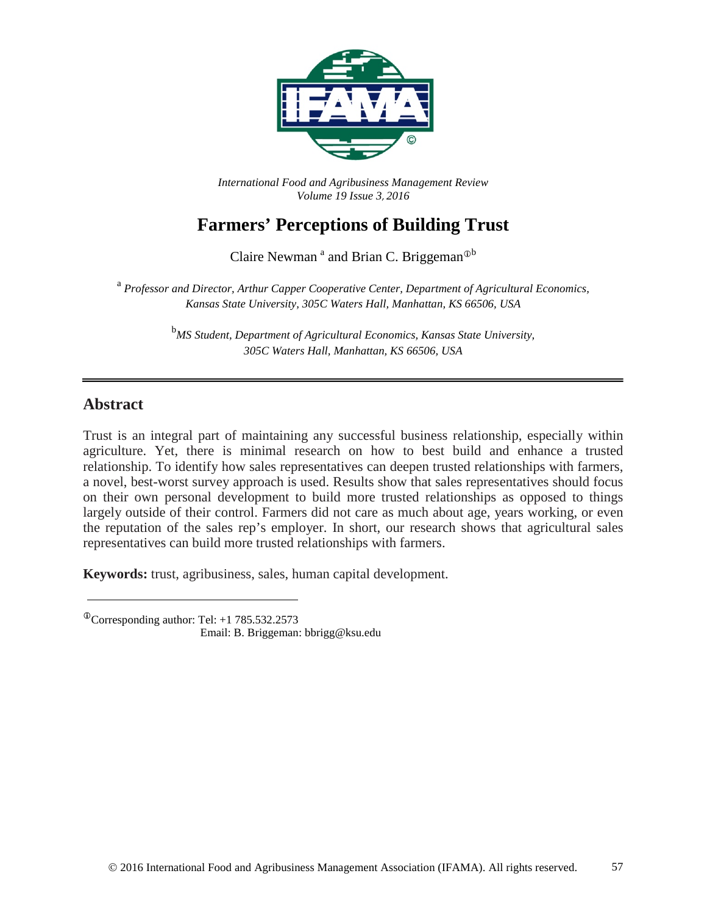*International Food and Agribusiness Management Review*
*Volume 19 Issue 3, 2016*

# Farmers' Perceptions of Building Trust

Claire Newman [a] and Brian C. Briggeman[①b]

[a] *Professor and Director, Arthur Capper Cooperative Center, Department of Agricultural Economics, Kansas State University, 305C Waters Hall, Manhattan, KS 66506, USA*

[b] *MS Student, Department of Agricultural Economics, Kansas State University, 305C Waters Hall, Manhattan, KS 66506, USA*

---

## Abstract

Trust is an integral part of maintaining any successful business relationship, especially within agriculture. Yet, there is minimal research on how to best build and enhance a trusted relationship. To identify how sales representatives can deepen trusted relationships with farmers, a novel, best-worst survey approach is used. Results show that sales representatives should focus on their own personal development to build more trusted relationships as opposed to things largely outside of their control. Farmers did not care as much about age, years working, or even the reputation of the sales rep's employer. In short, our research shows that agricultural sales representatives can build more trusted relationships with farmers.

**Keywords:** trust, agribusiness, sales, human capital development.

---

[①] Corresponding author: Tel: +1 785.532.2573
Email: B. Briggeman: bbrigg@ksu.edu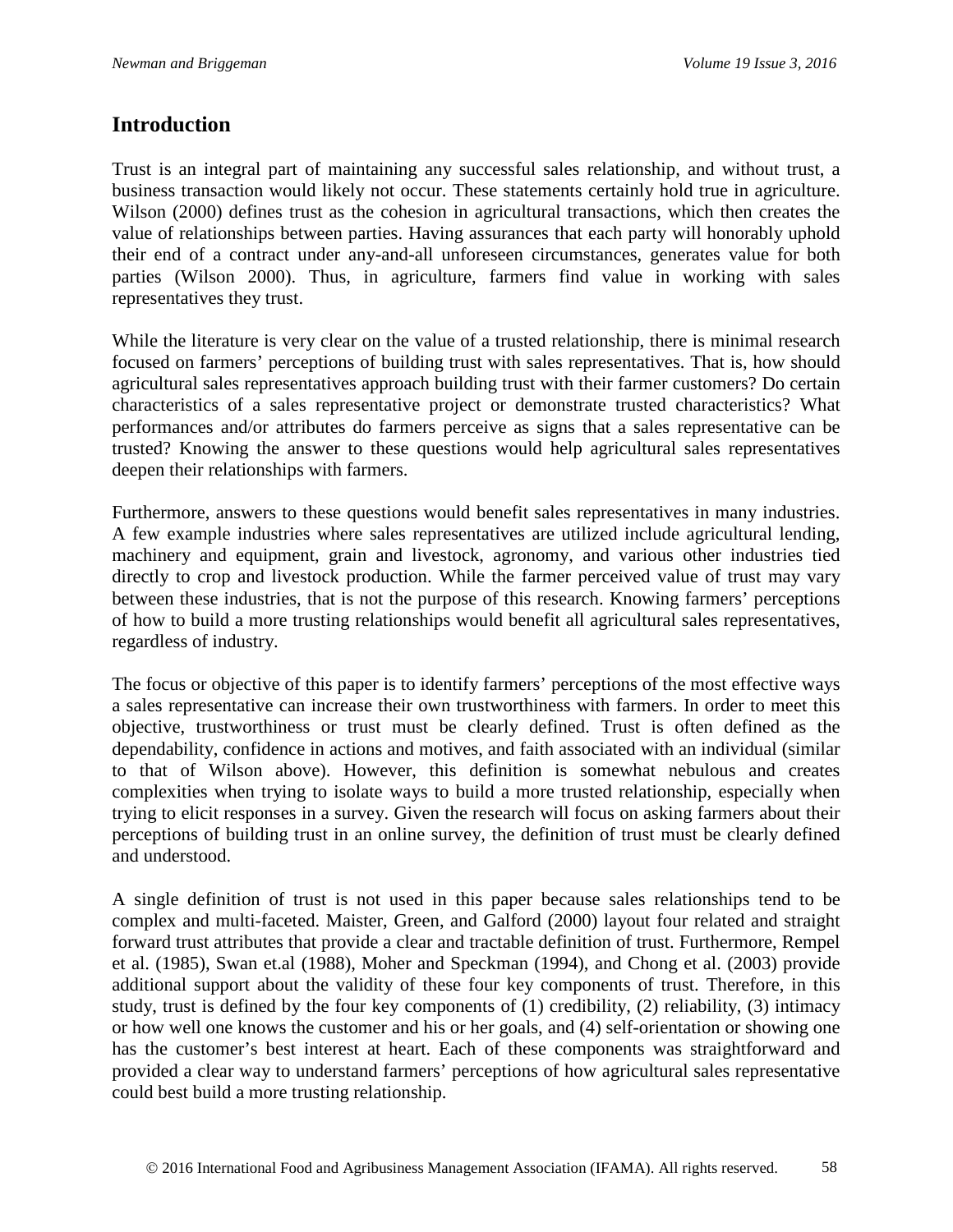## Introduction

Trust is an integral part of maintaining any successful sales relationship, and without trust, a business transaction would likely not occur. These statements certainly hold true in agriculture. Wilson (2000) defines trust as the cohesion in agricultural transactions, which then creates the value of relationships between parties. Having assurances that each party will honorably uphold their end of a contract under any-and-all unforeseen circumstances, generates value for both parties (Wilson 2000). Thus, in agriculture, farmers find value in working with sales representatives they trust.

While the literature is very clear on the value of a trusted relationship, there is minimal research focused on farmers' perceptions of building trust with sales representatives. That is, how should agricultural sales representatives approach building trust with their farmer customers? Do certain characteristics of a sales representative project or demonstrate trusted characteristics? What performances and/or attributes do farmers perceive as signs that a sales representative can be trusted? Knowing the answer to these questions would help agricultural sales representatives deepen their relationships with farmers.

Furthermore, answers to these questions would benefit sales representatives in many industries. A few example industries where sales representatives are utilized include agricultural lending, machinery and equipment, grain and livestock, agronomy, and various other industries tied directly to crop and livestock production. While the farmer perceived value of trust may vary between these industries, that is not the purpose of this research. Knowing farmers' perceptions of how to build a more trusting relationships would benefit all agricultural sales representatives, regardless of industry.

The focus or objective of this paper is to identify farmers' perceptions of the most effective ways a sales representative can increase their own trustworthiness with farmers. In order to meet this objective, trustworthiness or trust must be clearly defined. Trust is often defined as the dependability, confidence in actions and motives, and faith associated with an individual (similar to that of Wilson above). However, this definition is somewhat nebulous and creates complexities when trying to isolate ways to build a more trusted relationship, especially when trying to elicit responses in a survey. Given the research will focus on asking farmers about their perceptions of building trust in an online survey, the definition of trust must be clearly defined and understood.

A single definition of trust is not used in this paper because sales relationships tend to be complex and multi-faceted. Maister, Green, and Galford (2000) layout four related and straight forward trust attributes that provide a clear and tractable definition of trust. Furthermore, Rempel et al. (1985), Swan et.al (1988), Moher and Speckman (1994), and Chong et al. (2003) provide additional support about the validity of these four key components of trust. Therefore, in this study, trust is defined by the four key components of (1) credibility, (2) reliability, (3) intimacy or how well one knows the customer and his or her goals, and (4) self-orientation or showing one has the customer's best interest at heart. Each of these components was straightforward and provided a clear way to understand farmers' perceptions of how agricultural sales representative could best build a more trusting relationship.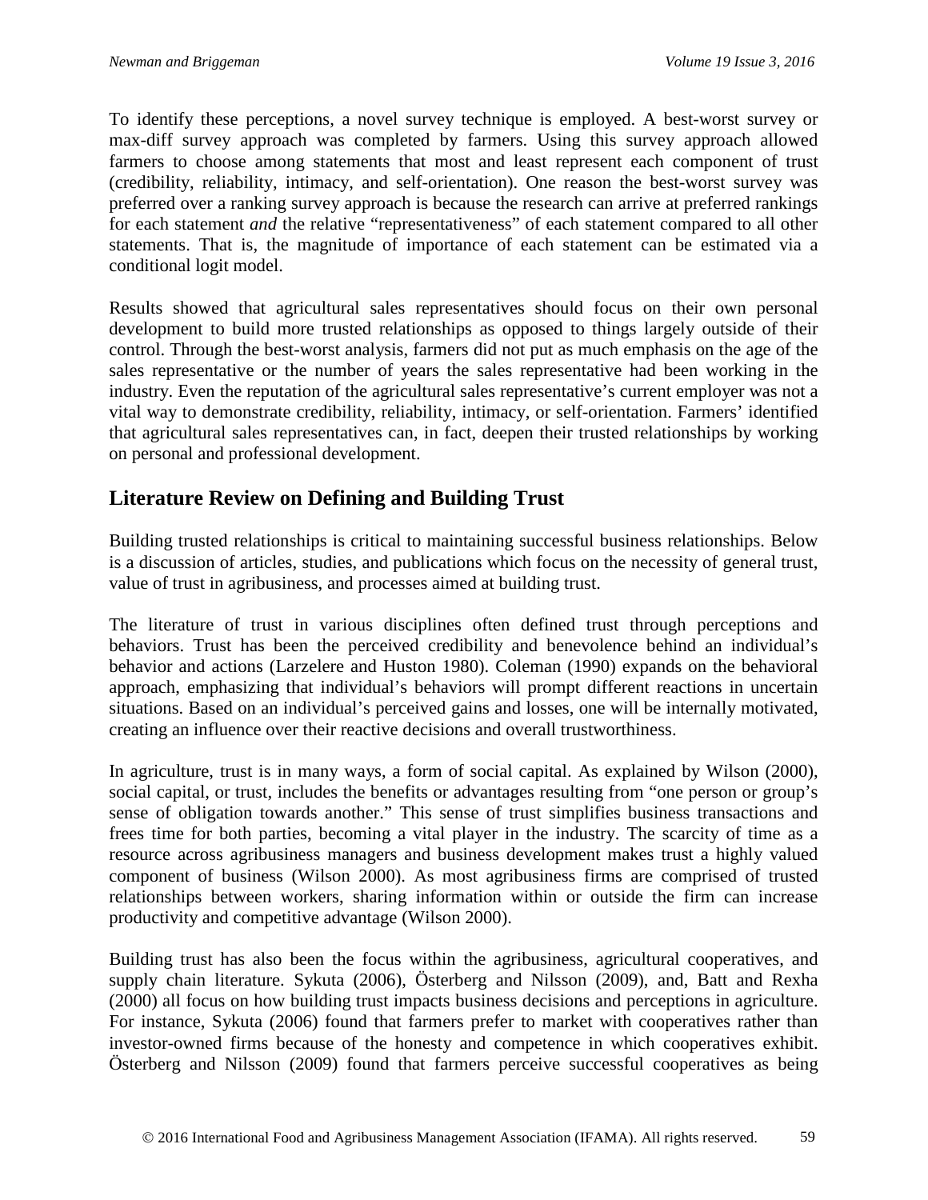To identify these perceptions, a novel survey technique is employed. A best-worst survey or max-diff survey approach was completed by farmers. Using this survey approach allowed farmers to choose among statements that most and least represent each component of trust (credibility, reliability, intimacy, and self-orientation). One reason the best-worst survey was preferred over a ranking survey approach is because the research can arrive at preferred rankings for each statement *and* the relative "representativeness" of each statement compared to all other statements. That is, the magnitude of importance of each statement can be estimated via a conditional logit model.

Results showed that agricultural sales representatives should focus on their own personal development to build more trusted relationships as opposed to things largely outside of their control. Through the best-worst analysis, farmers did not put as much emphasis on the age of the sales representative or the number of years the sales representative had been working in the industry. Even the reputation of the agricultural sales representative's current employer was not a vital way to demonstrate credibility, reliability, intimacy, or self-orientation. Farmers' identified that agricultural sales representatives can, in fact, deepen their trusted relationships by working on personal and professional development.

## Literature Review on Defining and Building Trust

Building trusted relationships is critical to maintaining successful business relationships. Below is a discussion of articles, studies, and publications which focus on the necessity of general trust, value of trust in agribusiness, and processes aimed at building trust.

The literature of trust in various disciplines often defined trust through perceptions and behaviors. Trust has been the perceived credibility and benevolence behind an individual's behavior and actions (Larzelere and Huston 1980). Coleman (1990) expands on the behavioral approach, emphasizing that individual's behaviors will prompt different reactions in uncertain situations. Based on an individual's perceived gains and losses, one will be internally motivated, creating an influence over their reactive decisions and overall trustworthiness.

In agriculture, trust is in many ways, a form of social capital. As explained by Wilson (2000), social capital, or trust, includes the benefits or advantages resulting from "one person or group's sense of obligation towards another." This sense of trust simplifies business transactions and frees time for both parties, becoming a vital player in the industry. The scarcity of time as a resource across agribusiness managers and business development makes trust a highly valued component of business (Wilson 2000). As most agribusiness firms are comprised of trusted relationships between workers, sharing information within or outside the firm can increase productivity and competitive advantage (Wilson 2000).

Building trust has also been the focus within the agribusiness, agricultural cooperatives, and supply chain literature. Sykuta (2006), Österberg and Nilsson (2009), and, Batt and Rexha (2000) all focus on how building trust impacts business decisions and perceptions in agriculture. For instance, Sykuta (2006) found that farmers prefer to market with cooperatives rather than investor-owned firms because of the honesty and competence in which cooperatives exhibit. Österberg and Nilsson (2009) found that farmers perceive successful cooperatives as being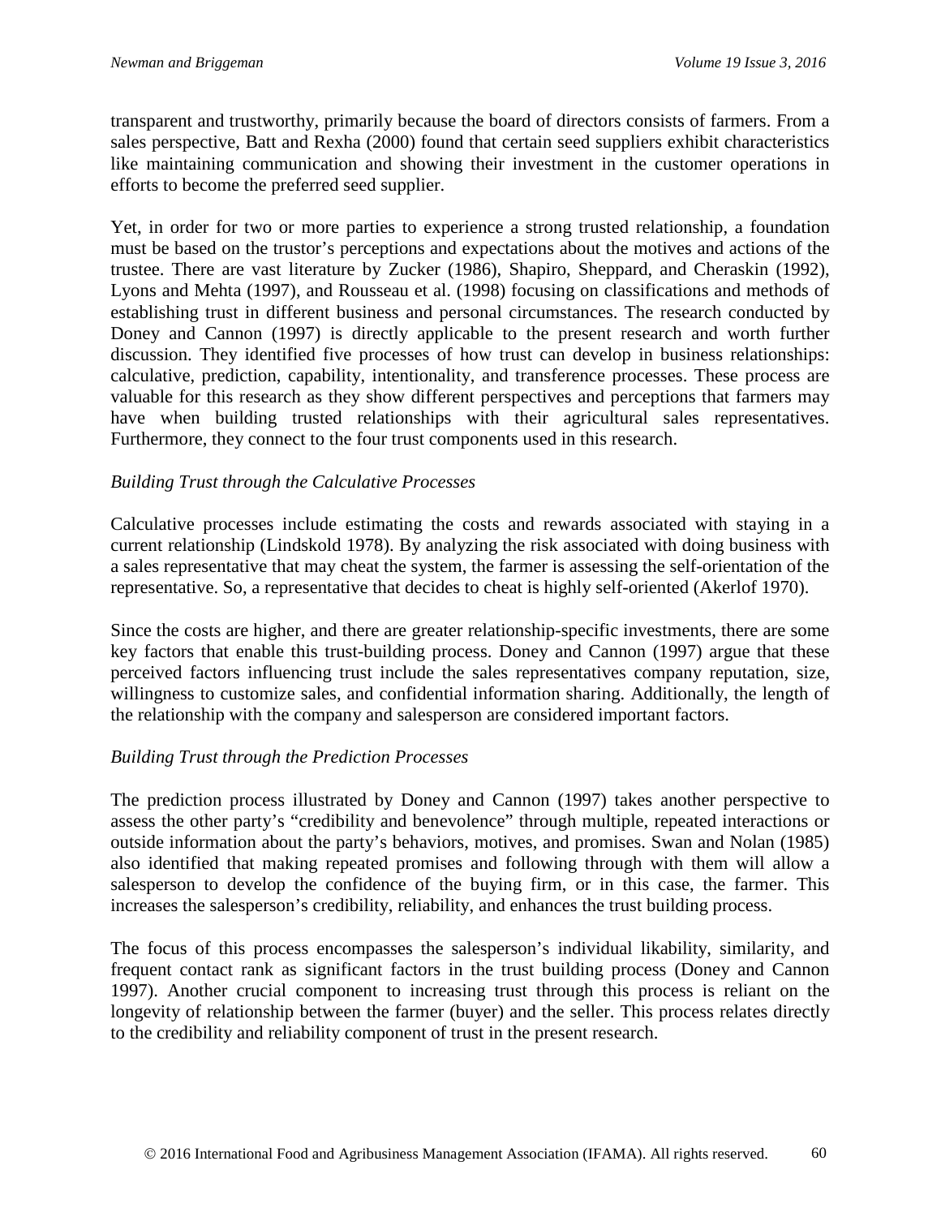transparent and trustworthy, primarily because the board of directors consists of farmers. From a sales perspective, Batt and Rexha (2000) found that certain seed suppliers exhibit characteristics like maintaining communication and showing their investment in the customer operations in efforts to become the preferred seed supplier.

Yet, in order for two or more parties to experience a strong trusted relationship, a foundation must be based on the trustor's perceptions and expectations about the motives and actions of the trustee. There are vast literature by Zucker (1986), Shapiro, Sheppard, and Cheraskin (1992), Lyons and Mehta (1997), and Rousseau et al. (1998) focusing on classifications and methods of establishing trust in different business and personal circumstances. The research conducted by Doney and Cannon (1997) is directly applicable to the present research and worth further discussion. They identified five processes of how trust can develop in business relationships: calculative, prediction, capability, intentionality, and transference processes. These process are valuable for this research as they show different perspectives and perceptions that farmers may have when building trusted relationships with their agricultural sales representatives. Furthermore, they connect to the four trust components used in this research.

*Building Trust through the Calculative Processes*

Calculative processes include estimating the costs and rewards associated with staying in a current relationship (Lindskold 1978). By analyzing the risk associated with doing business with a sales representative that may cheat the system, the farmer is assessing the self-orientation of the representative. So, a representative that decides to cheat is highly self-oriented (Akerlof 1970).

Since the costs are higher, and there are greater relationship-specific investments, there are some key factors that enable this trust-building process. Doney and Cannon (1997) argue that these perceived factors influencing trust include the sales representatives company reputation, size, willingness to customize sales, and confidential information sharing. Additionally, the length of the relationship with the company and salesperson are considered important factors.

*Building Trust through the Prediction Processes*

The prediction process illustrated by Doney and Cannon (1997) takes another perspective to assess the other party's "credibility and benevolence" through multiple, repeated interactions or outside information about the party's behaviors, motives, and promises. Swan and Nolan (1985) also identified that making repeated promises and following through with them will allow a salesperson to develop the confidence of the buying firm, or in this case, the farmer. This increases the salesperson's credibility, reliability, and enhances the trust building process.

The focus of this process encompasses the salesperson's individual likability, similarity, and frequent contact rank as significant factors in the trust building process (Doney and Cannon 1997). Another crucial component to increasing trust through this process is reliant on the longevity of relationship between the farmer (buyer) and the seller. This process relates directly to the credibility and reliability component of trust in the present research.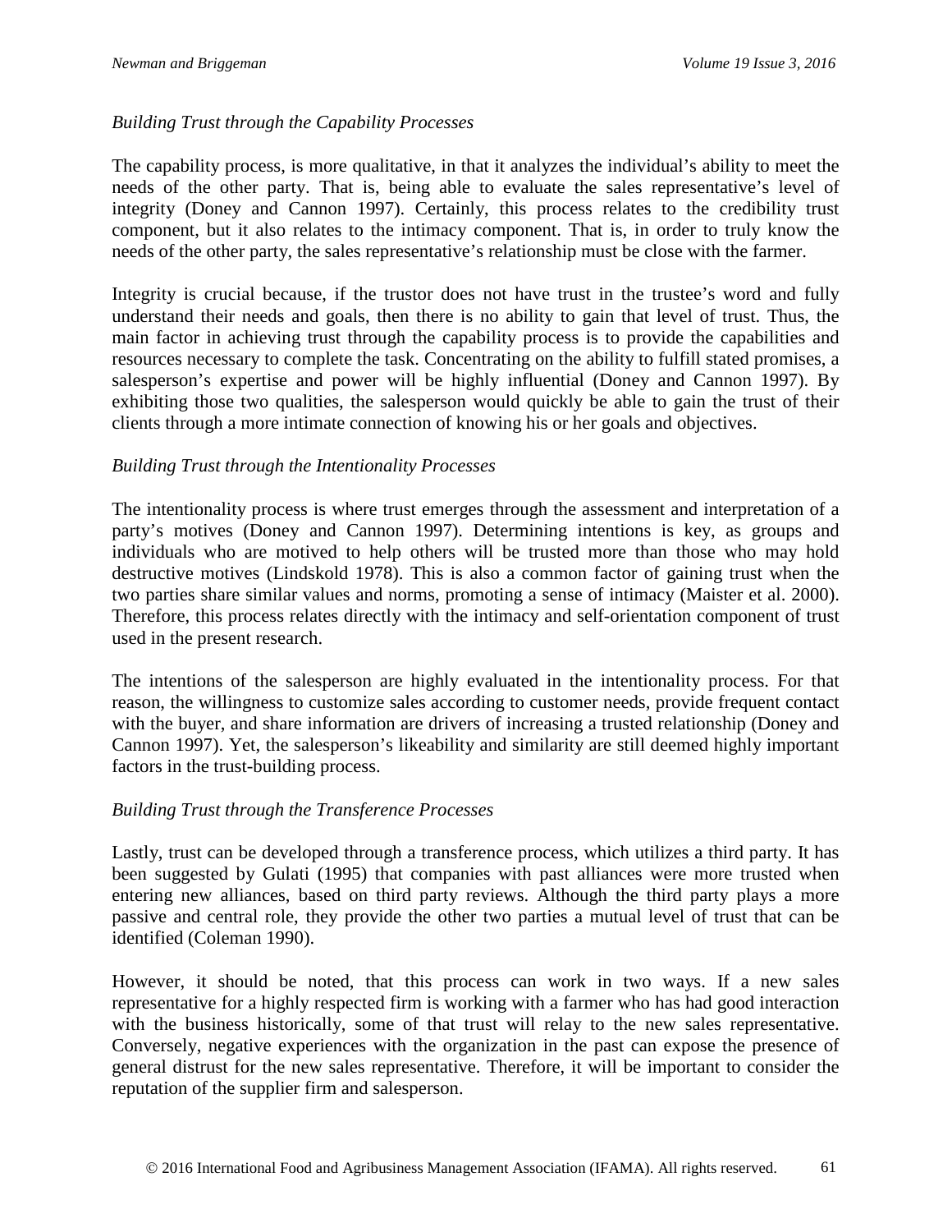*Building Trust through the Capability Processes*

The capability process, is more qualitative, in that it analyzes the individual's ability to meet the needs of the other party. That is, being able to evaluate the sales representative's level of integrity (Doney and Cannon 1997). Certainly, this process relates to the credibility trust component, but it also relates to the intimacy component. That is, in order to truly know the needs of the other party, the sales representative's relationship must be close with the farmer.

Integrity is crucial because, if the trustor does not have trust in the trustee's word and fully understand their needs and goals, then there is no ability to gain that level of trust. Thus, the main factor in achieving trust through the capability process is to provide the capabilities and resources necessary to complete the task. Concentrating on the ability to fulfill stated promises, a salesperson's expertise and power will be highly influential (Doney and Cannon 1997). By exhibiting those two qualities, the salesperson would quickly be able to gain the trust of their clients through a more intimate connection of knowing his or her goals and objectives.

*Building Trust through the Intentionality Processes*

The intentionality process is where trust emerges through the assessment and interpretation of a party's motives (Doney and Cannon 1997). Determining intentions is key, as groups and individuals who are motived to help others will be trusted more than those who may hold destructive motives (Lindskold 1978). This is also a common factor of gaining trust when the two parties share similar values and norms, promoting a sense of intimacy (Maister et al. 2000). Therefore, this process relates directly with the intimacy and self-orientation component of trust used in the present research.

The intentions of the salesperson are highly evaluated in the intentionality process. For that reason, the willingness to customize sales according to customer needs, provide frequent contact with the buyer, and share information are drivers of increasing a trusted relationship (Doney and Cannon 1997). Yet, the salesperson's likeability and similarity are still deemed highly important factors in the trust-building process.

*Building Trust through the Transference Processes*

Lastly, trust can be developed through a transference process, which utilizes a third party. It has been suggested by Gulati (1995) that companies with past alliances were more trusted when entering new alliances, based on third party reviews. Although the third party plays a more passive and central role, they provide the other two parties a mutual level of trust that can be identified (Coleman 1990).

However, it should be noted, that this process can work in two ways. If a new sales representative for a highly respected firm is working with a farmer who has had good interaction with the business historically, some of that trust will relay to the new sales representative. Conversely, negative experiences with the organization in the past can expose the presence of general distrust for the new sales representative. Therefore, it will be important to consider the reputation of the supplier firm and salesperson.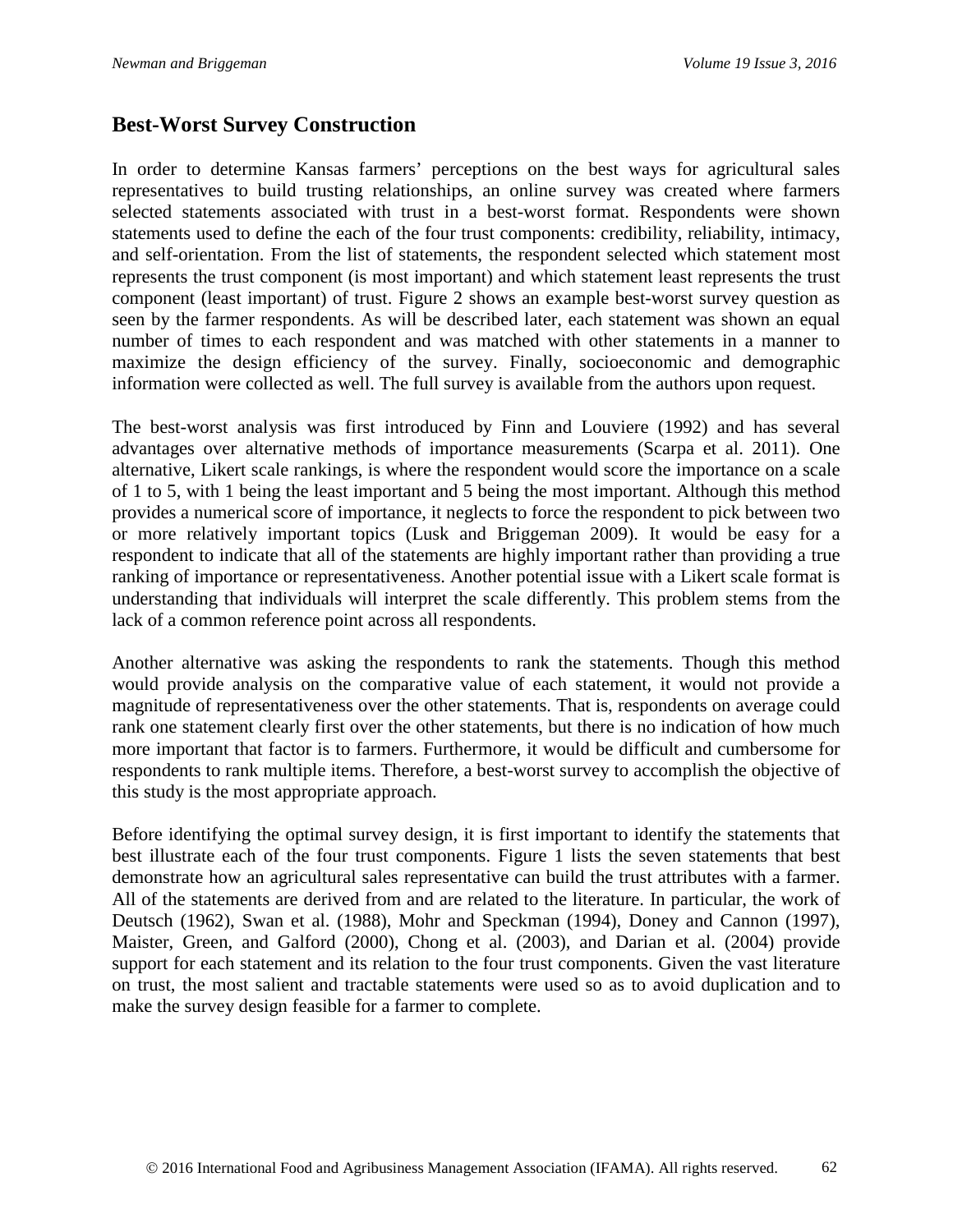## Best-Worst Survey Construction

In order to determine Kansas farmers' perceptions on the best ways for agricultural sales representatives to build trusting relationships, an online survey was created where farmers selected statements associated with trust in a best-worst format. Respondents were shown statements used to define the each of the four trust components: credibility, reliability, intimacy, and self-orientation. From the list of statements, the respondent selected which statement most represents the trust component (is most important) and which statement least represents the trust component (least important) of trust. Figure 2 shows an example best-worst survey question as seen by the farmer respondents. As will be described later, each statement was shown an equal number of times to each respondent and was matched with other statements in a manner to maximize the design efficiency of the survey. Finally, socioeconomic and demographic information were collected as well. The full survey is available from the authors upon request.

The best-worst analysis was first introduced by Finn and Louviere (1992) and has several advantages over alternative methods of importance measurements (Scarpa et al. 2011). One alternative, Likert scale rankings, is where the respondent would score the importance on a scale of 1 to 5, with 1 being the least important and 5 being the most important. Although this method provides a numerical score of importance, it neglects to force the respondent to pick between two or more relatively important topics (Lusk and Briggeman 2009). It would be easy for a respondent to indicate that all of the statements are highly important rather than providing a true ranking of importance or representativeness. Another potential issue with a Likert scale format is understanding that individuals will interpret the scale differently. This problem stems from the lack of a common reference point across all respondents.

Another alternative was asking the respondents to rank the statements. Though this method would provide analysis on the comparative value of each statement, it would not provide a magnitude of representativeness over the other statements. That is, respondents on average could rank one statement clearly first over the other statements, but there is no indication of how much more important that factor is to farmers. Furthermore, it would be difficult and cumbersome for respondents to rank multiple items. Therefore, a best-worst survey to accomplish the objective of this study is the most appropriate approach.

Before identifying the optimal survey design, it is first important to identify the statements that best illustrate each of the four trust components. Figure 1 lists the seven statements that best demonstrate how an agricultural sales representative can build the trust attributes with a farmer. All of the statements are derived from and are related to the literature. In particular, the work of Deutsch (1962), Swan et al. (1988), Mohr and Speckman (1994), Doney and Cannon (1997), Maister, Green, and Galford (2000), Chong et al. (2003), and Darian et al. (2004) provide support for each statement and its relation to the four trust components. Given the vast literature on trust, the most salient and tractable statements were used so as to avoid duplication and to make the survey design feasible for a farmer to complete.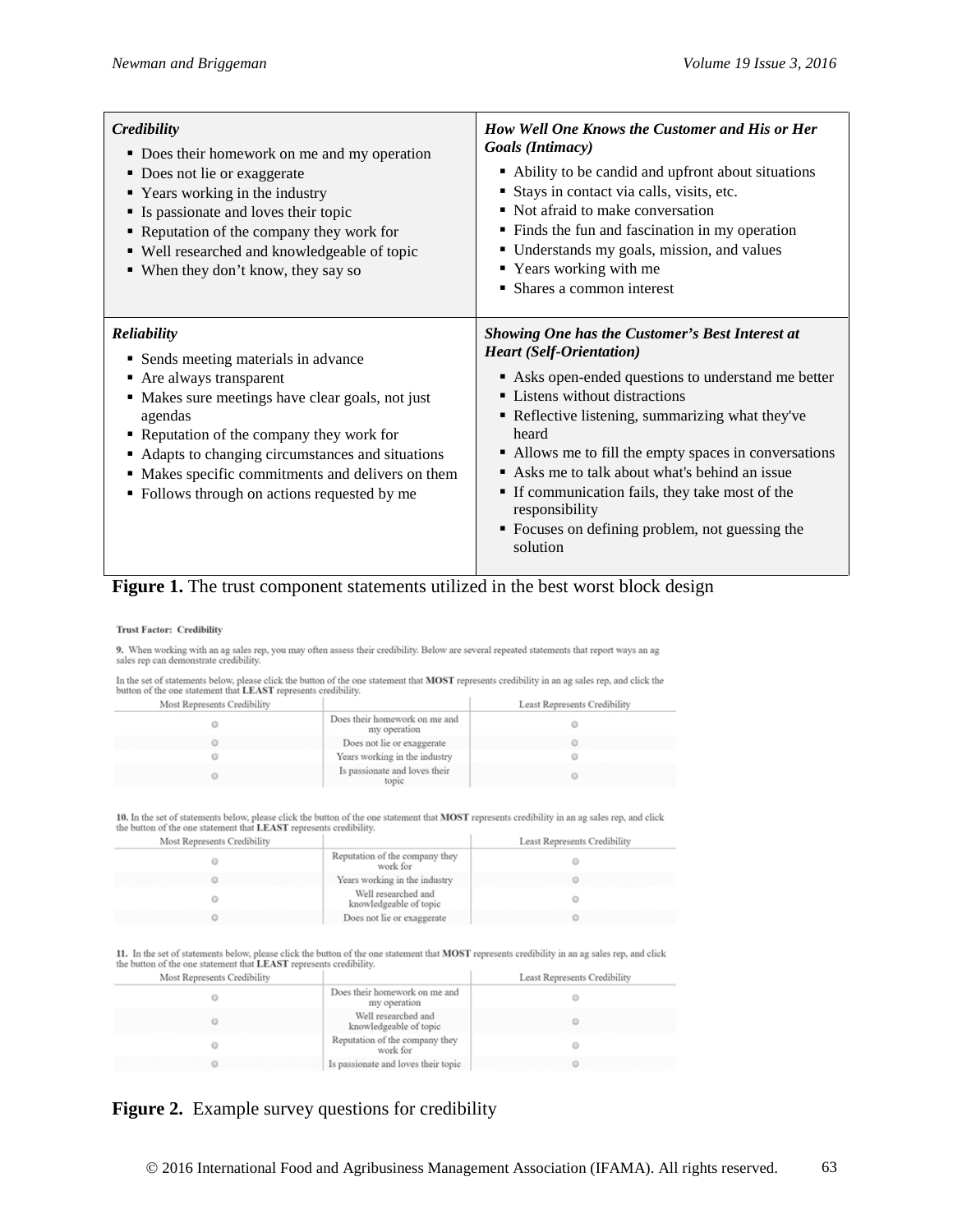| *Credibility* | *How Well One Knows the Customer and His or Her Goals (Intimacy)* |
|---|---|
| ▪ Does their homework on me and my operation<br>▪ Does not lie or exaggerate<br>▪ Years working in the industry<br>▪ Is passionate and loves their topic<br>▪ Reputation of the company they work for<br>▪ Well researched and knowledgeable of topic<br>▪ When they don't know, they say so | ▪ Ability to be candid and upfront about situations<br>▪ Stays in contact via calls, visits, etc.<br>▪ Not afraid to make conversation<br>▪ Finds the fun and fascination in my operation<br>▪ Understands my goals, mission, and values<br>▪ Years working with me<br>▪ Shares a common interest |
| ***Reliability*** | ***Showing One has the Customer's Best Interest at Heart (Self-Orientation)*** |
| ▪ Sends meeting materials in advance<br>▪ Are always transparent<br>▪ Makes sure meetings have clear goals, not just agendas<br>▪ Reputation of the company they work for<br>▪ Adapts to changing circumstances and situations<br>▪ Makes specific commitments and delivers on them<br>▪ Follows through on actions requested by me | ▪ Asks open-ended questions to understand me better<br>▪ Listens without distractions<br>▪ Reflective listening, summarizing what they've heard<br>▪ Allows me to fill the empty spaces in conversations<br>▪ Asks me to talk about what's behind an issue<br>▪ If communication fails, they take most of the responsibility<br>▪ Focuses on defining problem, not guessing the solution |

**Figure 1.** The trust component statements utilized in the best worst block design

**Trust Factor: Credibility**

**9.** When working with an ag sales rep, you may often assess their credibility. Below are several repeated statements that report ways an ag sales rep can demonstrate credibility.

In the set of statements below, please click the button of the one statement that **MOST** represents credibility in an ag sales rep, and click the button of the one statement that **LEAST** represents credibility.

| Most Represents Credibility | | Least Represents Credibility |
|---|---|---|
| ○ | Does their homework on me and my operation | ○ |
| ○ | Does not lie or exaggerate | ○ |
| ○ | Years working in the industry | ○ |
| ○ | Is passionate and loves their topic | ○ |

**10.** In the set of statements below, please click the button of the one statement that **MOST** represents credibility in an ag sales rep, and click the button of the one statement that **LEAST** represents credibility.

| Most Represents Credibility | | Least Represents Credibility |
|---|---|---|
| ○ | Reputation of the company they work for | ○ |
| ○ | Years working in the industry | ○ |
| ○ | Well researched and knowledgeable of topic | ○ |
| ○ | Does not lie or exaggerate | ○ |

**11.** In the set of statements below, please click the button of the one statement that **MOST** represents credibility in an ag sales rep, and click the button of the one statement that **LEAST** represents credibility.

| Most Represents Credibility | | Least Represents Credibility |
|---|---|---|
| ○ | Does their homework on me and my operation | ○ |
| ○ | Well researched and knowledgeable of topic | ○ |
| ○ | Reputation of the company they work for | ○ |
| ○ | Is passionate and loves their topic | ○ |

**Figure 2.** Example survey questions for credibility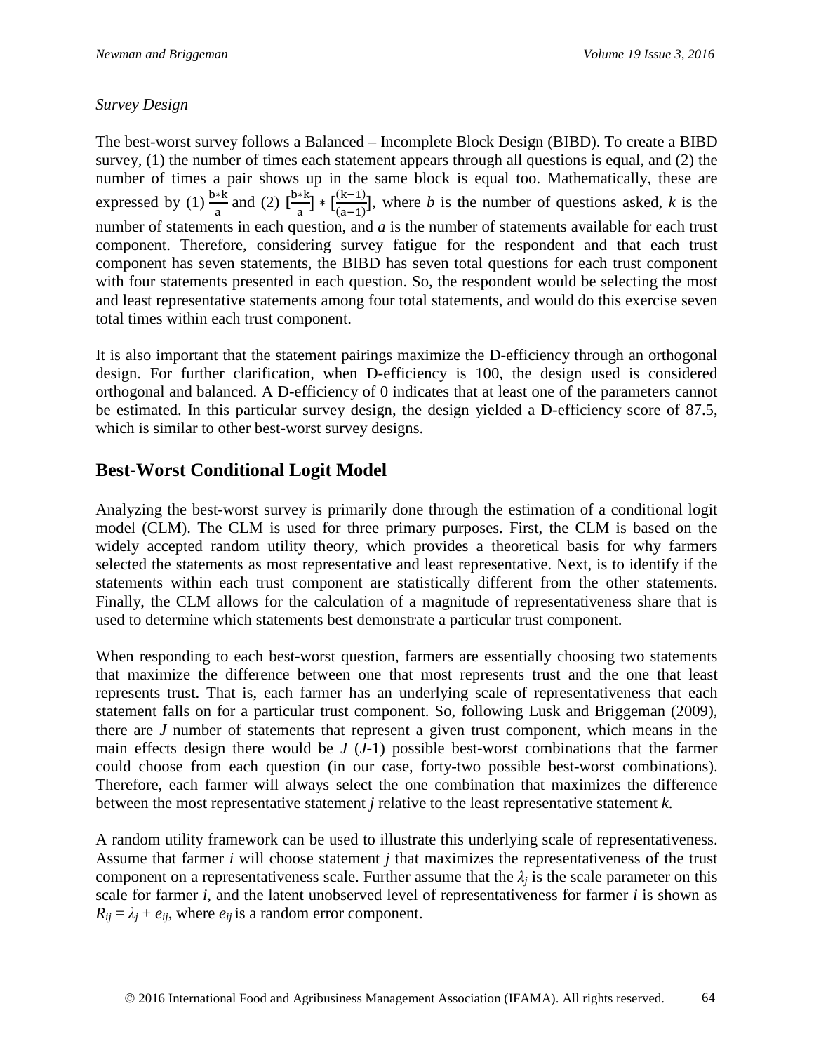*Survey Design*

The best-worst survey follows a Balanced – Incomplete Block Design (BIBD). To create a BIBD survey, (1) the number of times each statement appears through all questions is equal, and (2) the number of times a pair shows up in the same block is equal too. Mathematically, these are expressed by (1) $\frac{b*k}{a}$ and (2) $[\frac{b*k}{a}] * [\frac{(k-1)}{(a-1)}]$, where *b* is the number of questions asked, *k* is the number of statements in each question, and *a* is the number of statements available for each trust component. Therefore, considering survey fatigue for the respondent and that each trust component has seven statements, the BIBD has seven total questions for each trust component with four statements presented in each question. So, the respondent would be selecting the most and least representative statements among four total statements, and would do this exercise seven total times within each trust component.

It is also important that the statement pairings maximize the D-efficiency through an orthogonal design. For further clarification, when D-efficiency is 100, the design used is considered orthogonal and balanced. A D-efficiency of 0 indicates that at least one of the parameters cannot be estimated. In this particular survey design, the design yielded a D-efficiency score of 87.5, which is similar to other best-worst survey designs.

## Best-Worst Conditional Logit Model

Analyzing the best-worst survey is primarily done through the estimation of a conditional logit model (CLM). The CLM is used for three primary purposes. First, the CLM is based on the widely accepted random utility theory, which provides a theoretical basis for why farmers selected the statements as most representative and least representative. Next, is to identify if the statements within each trust component are statistically different from the other statements. Finally, the CLM allows for the calculation of a magnitude of representativeness share that is used to determine which statements best demonstrate a particular trust component.

When responding to each best-worst question, farmers are essentially choosing two statements that maximize the difference between one that most represents trust and the one that least represents trust. That is, each farmer has an underlying scale of representativeness that each statement falls on for a particular trust component. So, following Lusk and Briggeman (2009), there are $J$ number of statements that represent a given trust component, which means in the main effects design there would be $J$ ($J$-1) possible best-worst combinations that the farmer could choose from each question (in our case, forty-two possible best-worst combinations). Therefore, each farmer will always select the one combination that maximizes the difference between the most representative statement $j$ relative to the least representative statement $k$.

A random utility framework can be used to illustrate this underlying scale of representativeness. Assume that farmer $i$ will choose statement $j$ that maximizes the representativeness of the trust component on a representativeness scale. Further assume that the $\lambda_j$ is the scale parameter on this scale for farmer $i$, and the latent unobserved level of representativeness for farmer $i$ is shown as $R_{ij} = \lambda_j + e_{ij}$, where $e_{ij}$ is a random error component.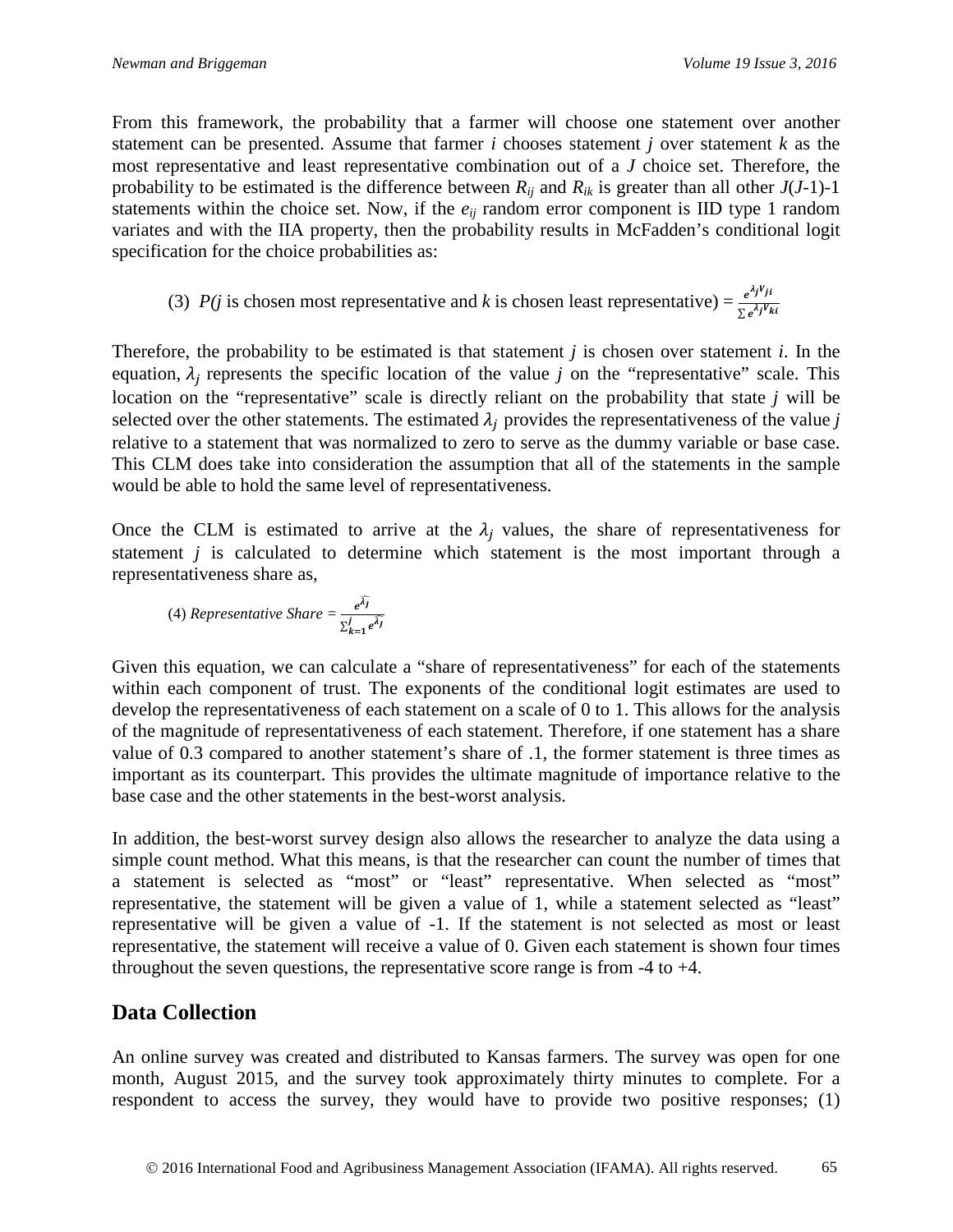From this framework, the probability that a farmer will choose one statement over another statement can be presented. Assume that farmer $i$ chooses statement $j$ over statement $k$ as the most representative and least representative combination out of a $J$ choice set. Therefore, the probability to be estimated is the difference between $R_{ij}$ and $R_{ik}$ is greater than all other $J(J$-1)-1 statements within the choice set. Now, if the $e_{ij}$ random error component is IID type 1 random variates and with the IIA property, then the probability results in McFadden's conditional logit specification for the choice probabilities as:

$$\text{(3)} \quad P(j \text{ is chosen most representative and } k \text{ is chosen least representative}) = \frac{e^{\lambda_j V_{ji}}}{\sum e^{\lambda_j V_{ki}}}$$

Therefore, the probability to be estimated is that statement $j$ is chosen over statement $i$. In the equation, $\lambda_j$ represents the specific location of the value $j$ on the "representative" scale. This location on the "representative" scale is directly reliant on the probability that state $j$ will be selected over the other statements. The estimated $\lambda_j$ provides the representativeness of the value $j$ relative to a statement that was normalized to zero to serve as the dummy variable or base case. This CLM does take into consideration the assumption that all of the statements in the sample would be able to hold the same level of representativeness.

Once the CLM is estimated to arrive at the $\lambda_j$ values, the share of representativeness for statement $j$ is calculated to determine which statement is the most important through a representativeness share as,

$$\text{(4) } Representative\ Share = \frac{e^{\widehat{\lambda_j}}}{\sum_{k=1}^{j} e^{\widehat{\lambda_j}}}$$

Given this equation, we can calculate a "share of representativeness" for each of the statements within each component of trust. The exponents of the conditional logit estimates are used to develop the representativeness of each statement on a scale of 0 to 1. This allows for the analysis of the magnitude of representativeness of each statement. Therefore, if one statement has a share value of 0.3 compared to another statement's share of .1, the former statement is three times as important as its counterpart. This provides the ultimate magnitude of importance relative to the base case and the other statements in the best-worst analysis.

In addition, the best-worst survey design also allows the researcher to analyze the data using a simple count method. What this means, is that the researcher can count the number of times that a statement is selected as "most" or "least" representative. When selected as "most" representative, the statement will be given a value of 1, while a statement selected as "least" representative will be given a value of -1. If the statement is not selected as most or least representative, the statement will receive a value of 0. Given each statement is shown four times throughout the seven questions, the representative score range is from -4 to +4.

## Data Collection

An online survey was created and distributed to Kansas farmers. The survey was open for one month, August 2015, and the survey took approximately thirty minutes to complete. For a respondent to access the survey, they would have to provide two positive responses; (1)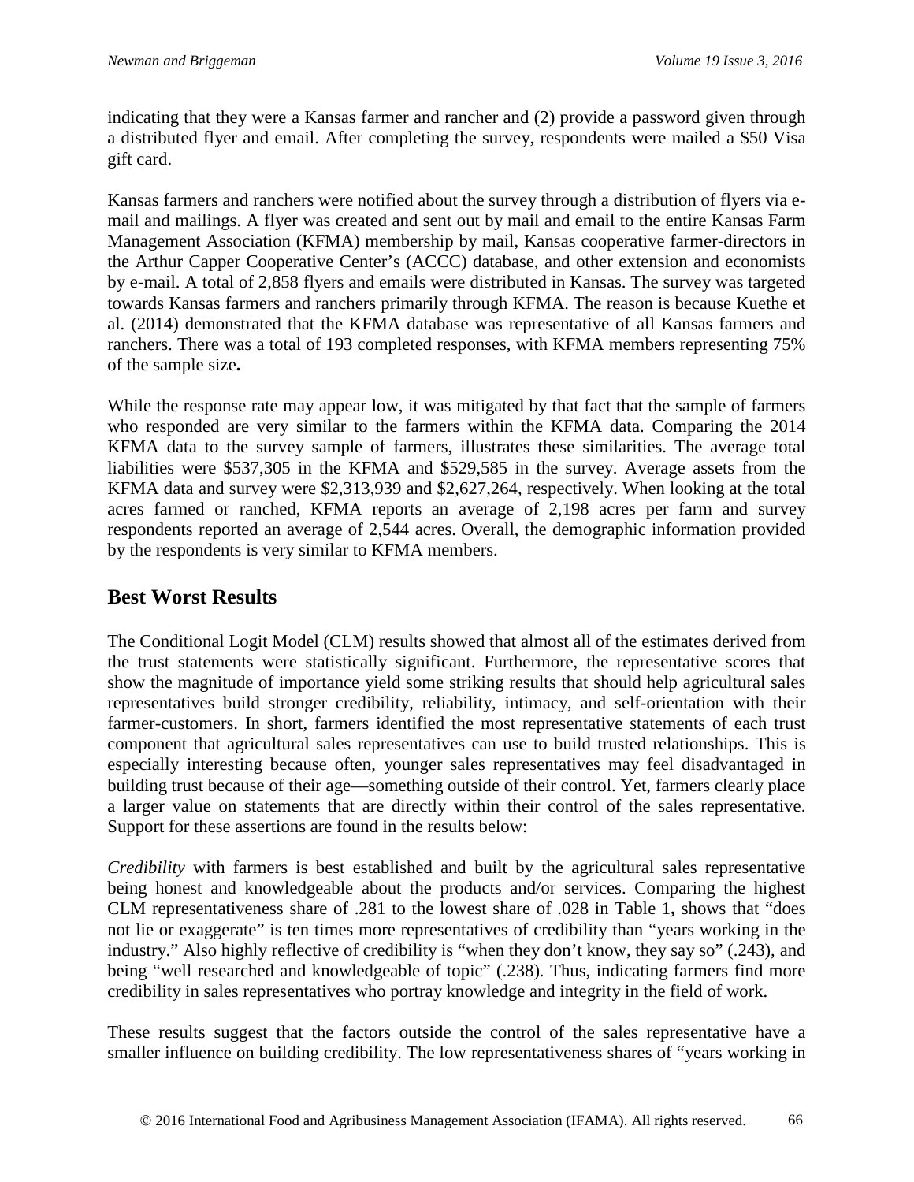indicating that they were a Kansas farmer and rancher and (2) provide a password given through a distributed flyer and email. After completing the survey, respondents were mailed a $50 Visa gift card.

Kansas farmers and ranchers were notified about the survey through a distribution of flyers via e-mail and mailings. A flyer was created and sent out by mail and email to the entire Kansas Farm Management Association (KFMA) membership by mail, Kansas cooperative farmer-directors in the Arthur Capper Cooperative Center's (ACCC) database, and other extension and economists by e-mail. A total of 2,858 flyers and emails were distributed in Kansas. The survey was targeted towards Kansas farmers and ranchers primarily through KFMA. The reason is because Kuethe et al. (2014) demonstrated that the KFMA database was representative of all Kansas farmers and ranchers. There was a total of 193 completed responses, with KFMA members representing 75% of the sample size**.**

While the response rate may appear low, it was mitigated by that fact that the sample of farmers who responded are very similar to the farmers within the KFMA data. Comparing the 2014 KFMA data to the survey sample of farmers, illustrates these similarities. The average total liabilities were $537,305 in the KFMA and $529,585 in the survey. Average assets from the KFMA data and survey were $2,313,939 and $2,627,264, respectively. When looking at the total acres farmed or ranched, KFMA reports an average of 2,198 acres per farm and survey respondents reported an average of 2,544 acres. Overall, the demographic information provided by the respondents is very similar to KFMA members.

## Best Worst Results

The Conditional Logit Model (CLM) results showed that almost all of the estimates derived from the trust statements were statistically significant. Furthermore, the representative scores that show the magnitude of importance yield some striking results that should help agricultural sales representatives build stronger credibility, reliability, intimacy, and self-orientation with their farmer-customers. In short, farmers identified the most representative statements of each trust component that agricultural sales representatives can use to build trusted relationships. This is especially interesting because often, younger sales representatives may feel disadvantaged in building trust because of their age—something outside of their control. Yet, farmers clearly place a larger value on statements that are directly within their control of the sales representative. Support for these assertions are found in the results below:

*Credibility* with farmers is best established and built by the agricultural sales representative being honest and knowledgeable about the products and/or services. Comparing the highest CLM representativeness share of .281 to the lowest share of .028 in Table 1**,** shows that "does not lie or exaggerate" is ten times more representatives of credibility than "years working in the industry." Also highly reflective of credibility is "when they don't know, they say so" (.243), and being "well researched and knowledgeable of topic" (.238). Thus, indicating farmers find more credibility in sales representatives who portray knowledge and integrity in the field of work.

These results suggest that the factors outside the control of the sales representative have a smaller influence on building credibility. The low representativeness shares of "years working in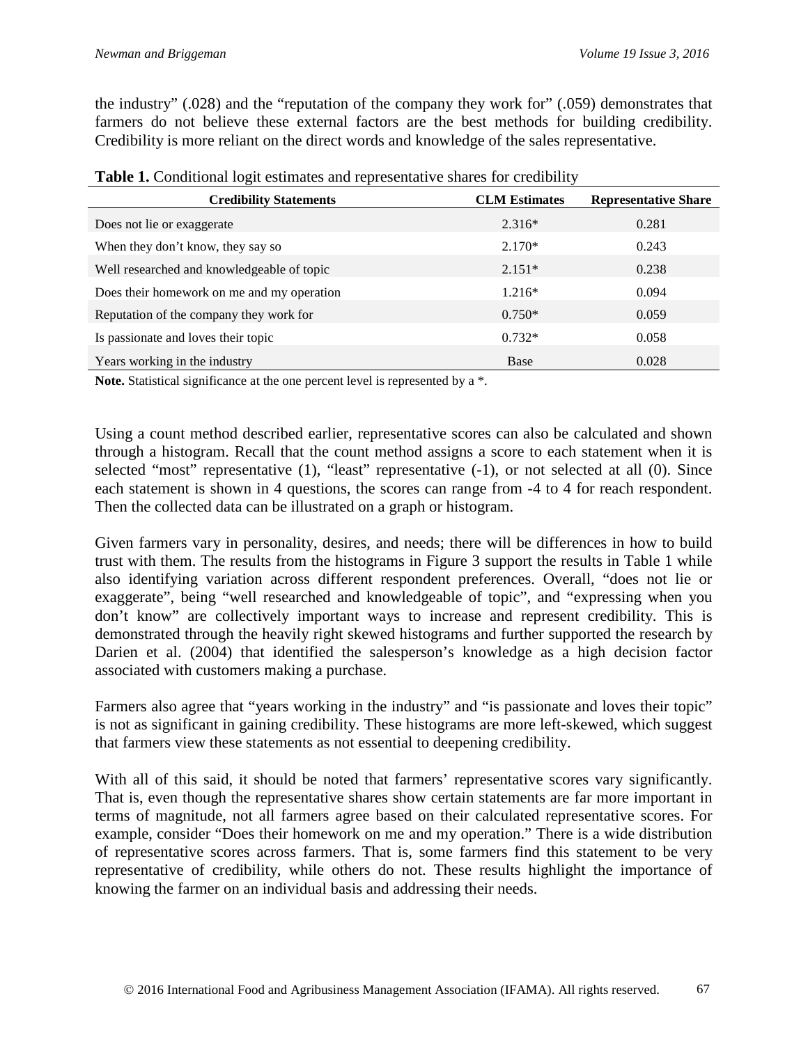the industry" (.028) and the "reputation of the company they work for" (.059) demonstrates that farmers do not believe these external factors are the best methods for building credibility. Credibility is more reliant on the direct words and knowledge of the sales representative.

**Table 1.** Conditional logit estimates and representative shares for credibility

| Credibility Statements | CLM Estimates | Representative Share |
|---|---|---|
| Does not lie or exaggerate | 2.316* | 0.281 |
| When they don't know, they say so | 2.170* | 0.243 |
| Well researched and knowledgeable of topic | 2.151* | 0.238 |
| Does their homework on me and my operation | 1.216* | 0.094 |
| Reputation of the company they work for | 0.750* | 0.059 |
| Is passionate and loves their topic | 0.732* | 0.058 |
| Years working in the industry | Base | 0.028 |

**Note.** Statistical significance at the one percent level is represented by a *.

Using a count method described earlier, representative scores can also be calculated and shown through a histogram. Recall that the count method assigns a score to each statement when it is selected "most" representative (1), "least" representative (-1), or not selected at all (0). Since each statement is shown in 4 questions, the scores can range from -4 to 4 for reach respondent. Then the collected data can be illustrated on a graph or histogram.

Given farmers vary in personality, desires, and needs; there will be differences in how to build trust with them. The results from the histograms in Figure 3 support the results in Table 1 while also identifying variation across different respondent preferences. Overall, "does not lie or exaggerate", being "well researched and knowledgeable of topic", and "expressing when you don't know" are collectively important ways to increase and represent credibility. This is demonstrated through the heavily right skewed histograms and further supported the research by Darien et al. (2004) that identified the salesperson's knowledge as a high decision factor associated with customers making a purchase.

Farmers also agree that "years working in the industry" and "is passionate and loves their topic" is not as significant in gaining credibility. These histograms are more left-skewed, which suggest that farmers view these statements as not essential to deepening credibility.

With all of this said, it should be noted that farmers' representative scores vary significantly. That is, even though the representative shares show certain statements are far more important in terms of magnitude, not all farmers agree based on their calculated representative scores. For example, consider "Does their homework on me and my operation." There is a wide distribution of representative scores across farmers. That is, some farmers find this statement to be very representative of credibility, while others do not. These results highlight the importance of knowing the farmer on an individual basis and addressing their needs.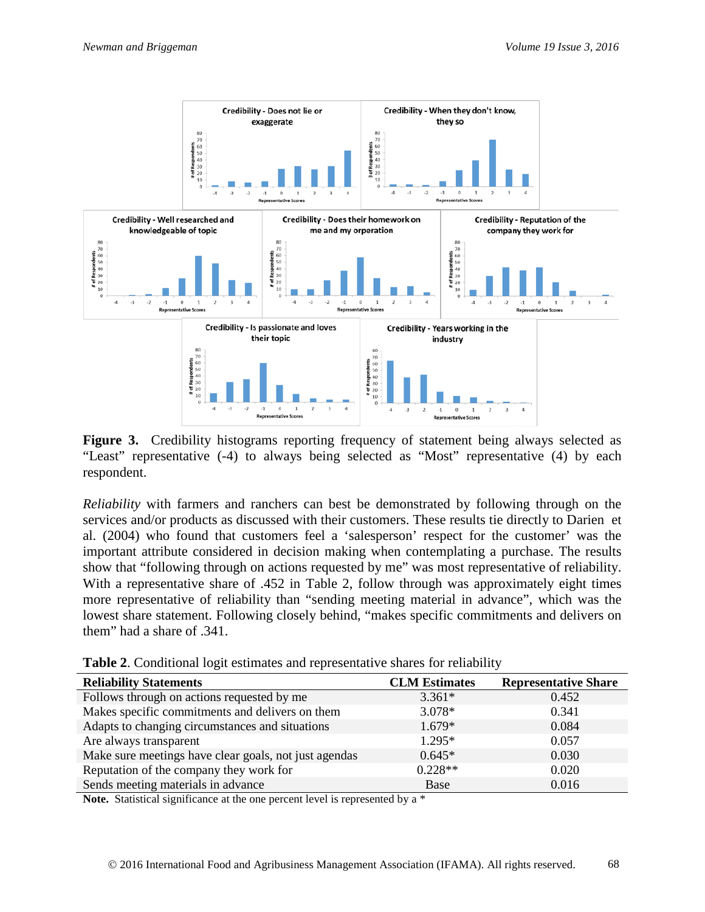**Figure 3.** Credibility histograms reporting frequency of statement being always selected as "Least" representative (-4) to always being selected as "Most" representative (4) by each respondent.

*Reliability* with farmers and ranchers can best be demonstrated by following through on the services and/or products as discussed with their customers. These results tie directly to Darien et al. (2004) who found that customers feel a 'salesperson' respect for the customer' was the important attribute considered in decision making when contemplating a purchase. The results show that "following through on actions requested by me" was most representative of reliability. With a representative share of .452 in Table 2, follow through was approximately eight times more representative of reliability than "sending meeting material in advance", which was the lowest share statement. Following closely behind, "makes specific commitments and delivers on them" had a share of .341.

**Table 2**. Conditional logit estimates and representative shares for reliability

| Reliability Statements | CLM Estimates | Representative Share |
|---|---|---|
| Follows through on actions requested by me | 3.361* | 0.452 |
| Makes specific commitments and delivers on them | 3.078* | 0.341 |
| Adapts to changing circumstances and situations | 1.679* | 0.084 |
| Are always transparent | 1.295* | 0.057 |
| Make sure meetings have clear goals, not just agendas | 0.645* | 0.030 |
| Reputation of the company they work for | 0.228** | 0.020 |
| Sends meeting materials in advance | Base | 0.016 |

**Note.** Statistical significance at the one percent level is represented by a *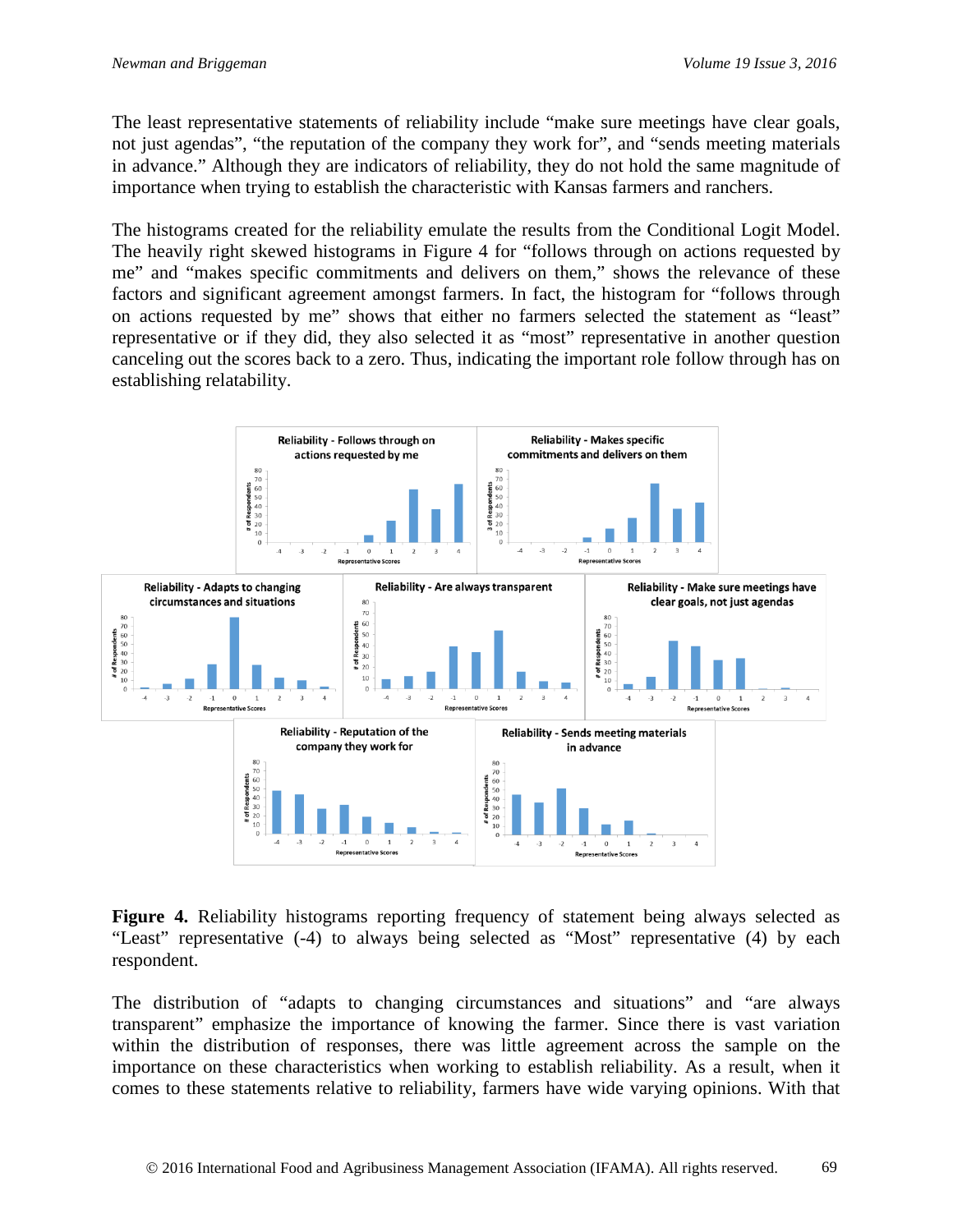The least representative statements of reliability include "make sure meetings have clear goals, not just agendas", "the reputation of the company they work for", and "sends meeting materials in advance." Although they are indicators of reliability, they do not hold the same magnitude of importance when trying to establish the characteristic with Kansas farmers and ranchers.

The histograms created for the reliability emulate the results from the Conditional Logit Model. The heavily right skewed histograms in Figure 4 for "follows through on actions requested by me" and "makes specific commitments and delivers on them," shows the relevance of these factors and significant agreement amongst farmers. In fact, the histogram for "follows through on actions requested by me" shows that either no farmers selected the statement as "least" representative or if they did, they also selected it as "most" representative in another question canceling out the scores back to a zero. Thus, indicating the important role follow through has on establishing relatability.

**Figure 4.** Reliability histograms reporting frequency of statement being always selected as "Least" representative (-4) to always being selected as "Most" representative (4) by each respondent.

The distribution of "adapts to changing circumstances and situations" and "are always transparent" emphasize the importance of knowing the farmer. Since there is vast variation within the distribution of responses, there was little agreement across the sample on the importance on these characteristics when working to establish reliability. As a result, when it comes to these statements relative to reliability, farmers have wide varying opinions. With that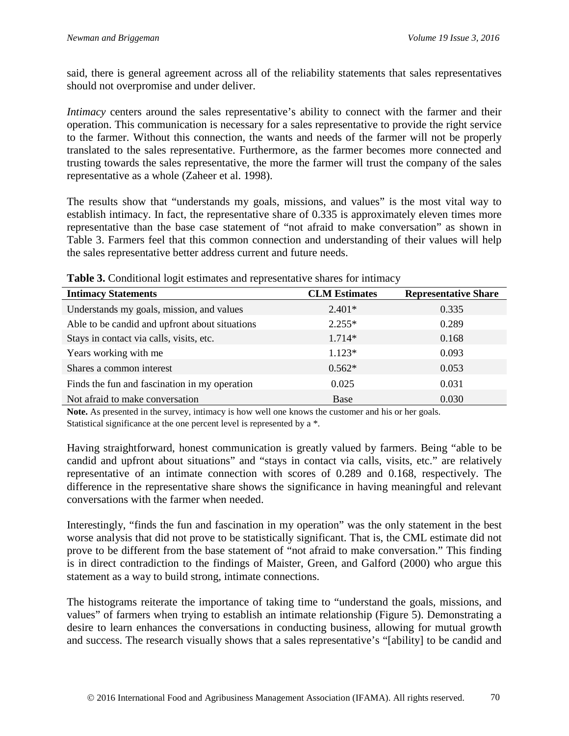said, there is general agreement across all of the reliability statements that sales representatives should not overpromise and under deliver.

*Intimacy* centers around the sales representative's ability to connect with the farmer and their operation. This communication is necessary for a sales representative to provide the right service to the farmer. Without this connection, the wants and needs of the farmer will not be properly translated to the sales representative. Furthermore, as the farmer becomes more connected and trusting towards the sales representative, the more the farmer will trust the company of the sales representative as a whole (Zaheer et al. 1998).

The results show that "understands my goals, missions, and values" is the most vital way to establish intimacy. In fact, the representative share of 0.335 is approximately eleven times more representative than the base case statement of "not afraid to make conversation" as shown in Table 3. Farmers feel that this common connection and understanding of their values will help the sales representative better address current and future needs.

**Table 3.** Conditional logit estimates and representative shares for intimacy

| Intimacy Statements | CLM Estimates | Representative Share |
|---|---|---|
| Understands my goals, mission, and values | 2.401* | 0.335 |
| Able to be candid and upfront about situations | 2.255* | 0.289 |
| Stays in contact via calls, visits, etc. | 1.714* | 0.168 |
| Years working with me | 1.123* | 0.093 |
| Shares a common interest | 0.562* | 0.053 |
| Finds the fun and fascination in my operation | 0.025 | 0.031 |
| Not afraid to make conversation | Base | 0.030 |

**Note.** As presented in the survey, intimacy is how well one knows the customer and his or her goals.
Statistical significance at the one percent level is represented by a *.

Having straightforward, honest communication is greatly valued by farmers. Being "able to be candid and upfront about situations" and "stays in contact via calls, visits, etc." are relatively representative of an intimate connection with scores of 0.289 and 0.168, respectively. The difference in the representative share shows the significance in having meaningful and relevant conversations with the farmer when needed.

Interestingly, "finds the fun and fascination in my operation" was the only statement in the best worse analysis that did not prove to be statistically significant. That is, the CML estimate did not prove to be different from the base statement of "not afraid to make conversation." This finding is in direct contradiction to the findings of Maister, Green, and Galford (2000) who argue this statement as a way to build strong, intimate connections.

The histograms reiterate the importance of taking time to "understand the goals, missions, and values" of farmers when trying to establish an intimate relationship (Figure 5). Demonstrating a desire to learn enhances the conversations in conducting business, allowing for mutual growth and success. The research visually shows that a sales representative's "[ability] to be candid and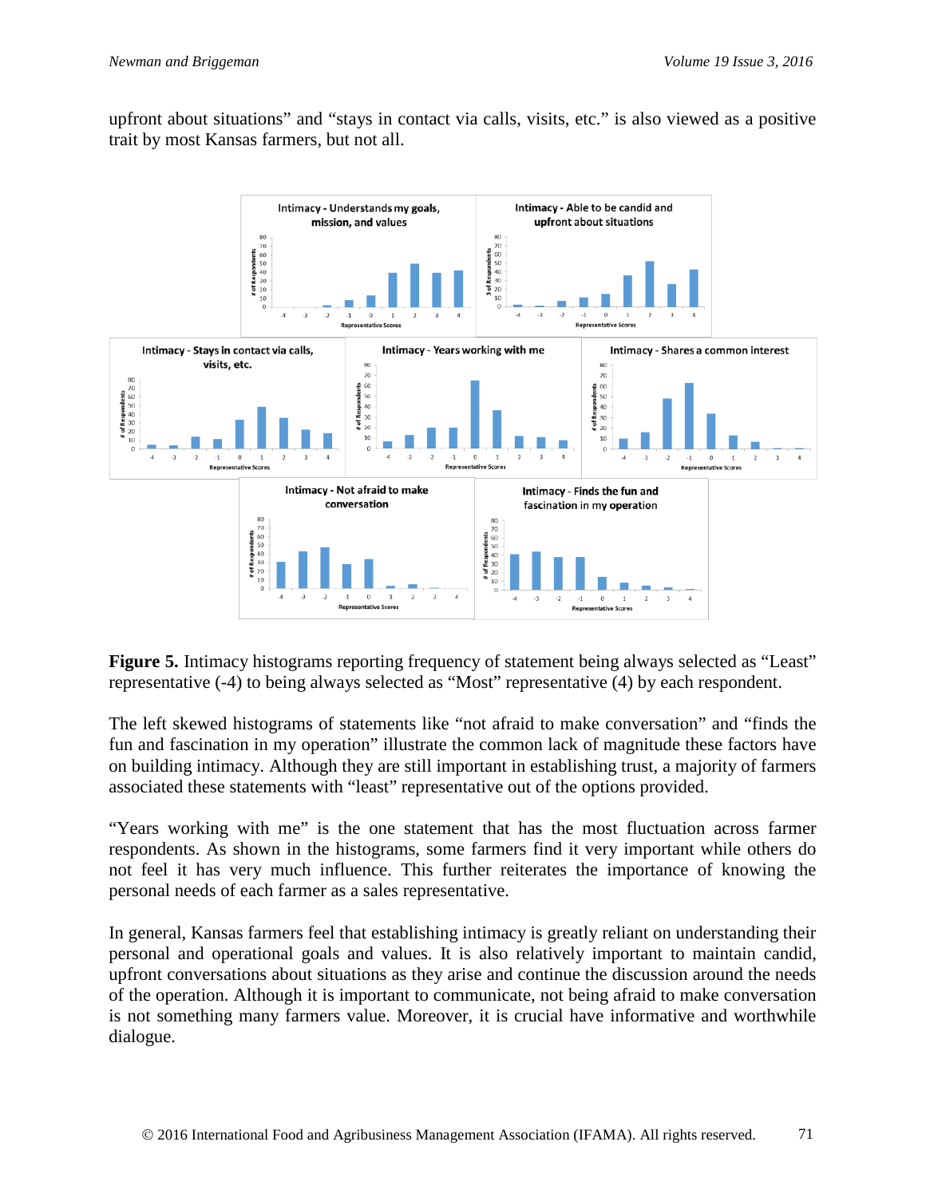upfront about situations" and "stays in contact via calls, visits, etc." is also viewed as a positive trait by most Kansas farmers, but not all.

**Figure 5.** Intimacy histograms reporting frequency of statement being always selected as "Least" representative (-4) to being always selected as "Most" representative (4) by each respondent.

The left skewed histograms of statements like "not afraid to make conversation" and "finds the fun and fascination in my operation" illustrate the common lack of magnitude these factors have on building intimacy. Although they are still important in establishing trust, a majority of farmers associated these statements with "least" representative out of the options provided.

"Years working with me" is the one statement that has the most fluctuation across farmer respondents. As shown in the histograms, some farmers find it very important while others do not feel it has very much influence. This further reiterates the importance of knowing the personal needs of each farmer as a sales representative.

In general, Kansas farmers feel that establishing intimacy is greatly reliant on understanding their personal and operational goals and values. It is also relatively important to maintain candid, upfront conversations about situations as they arise and continue the discussion around the needs of the operation. Although it is important to communicate, not being afraid to make conversation is not something many farmers value. Moreover, it is crucial have informative and worthwhile dialogue.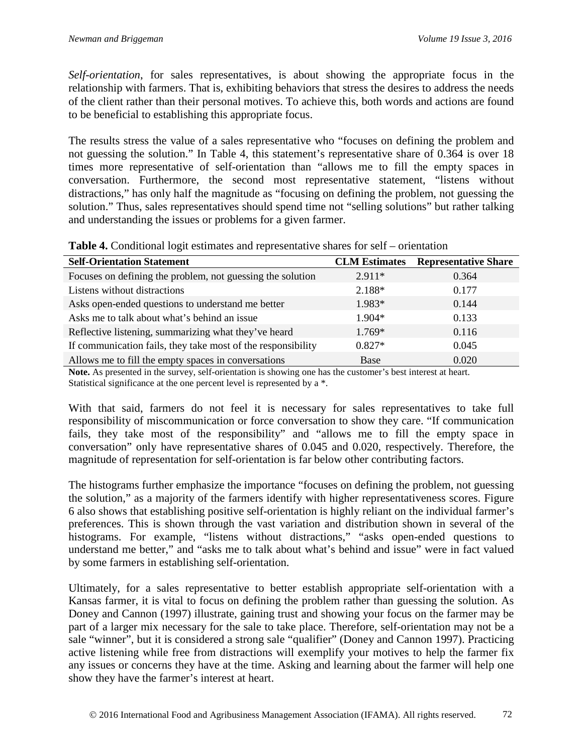*Self-orientation*, for sales representatives, is about showing the appropriate focus in the relationship with farmers. That is, exhibiting behaviors that stress the desires to address the needs of the client rather than their personal motives. To achieve this, both words and actions are found to be beneficial to establishing this appropriate focus.

The results stress the value of a sales representative who "focuses on defining the problem and not guessing the solution." In Table 4, this statement's representative share of 0.364 is over 18 times more representative of self-orientation than "allows me to fill the empty spaces in conversation. Furthermore, the second most representative statement, "listens without distractions," has only half the magnitude as "focusing on defining the problem, not guessing the solution." Thus, sales representatives should spend time not "selling solutions" but rather talking and understanding the issues or problems for a given farmer.

**Table 4.** Conditional logit estimates and representative shares for self – orientation

| Self-Orientation Statement | CLM Estimates | Representative Share |
|---|---|---|
| Focuses on defining the problem, not guessing the solution | 2.911* | 0.364 |
| Listens without distractions | 2.188* | 0.177 |
| Asks open-ended questions to understand me better | 1.983* | 0.144 |
| Asks me to talk about what's behind an issue | 1.904* | 0.133 |
| Reflective listening, summarizing what they've heard | 1.769* | 0.116 |
| If communication fails, they take most of the responsibility | 0.827* | 0.045 |
| Allows me to fill the empty spaces in conversations | Base | 0.020 |

**Note.** As presented in the survey, self-orientation is showing one has the customer's best interest at heart. Statistical significance at the one percent level is represented by a *.

With that said, farmers do not feel it is necessary for sales representatives to take full responsibility of miscommunication or force conversation to show they care. "If communication fails, they take most of the responsibility" and "allows me to fill the empty space in conversation" only have representative shares of 0.045 and 0.020, respectively. Therefore, the magnitude of representation for self-orientation is far below other contributing factors.

The histograms further emphasize the importance "focuses on defining the problem, not guessing the solution," as a majority of the farmers identify with higher representativeness scores. Figure 6 also shows that establishing positive self-orientation is highly reliant on the individual farmer's preferences. This is shown through the vast variation and distribution shown in several of the histograms. For example, "listens without distractions," "asks open-ended questions to understand me better," and "asks me to talk about what's behind and issue" were in fact valued by some farmers in establishing self-orientation.

Ultimately, for a sales representative to better establish appropriate self-orientation with a Kansas farmer, it is vital to focus on defining the problem rather than guessing the solution. As Doney and Cannon (1997) illustrate, gaining trust and showing your focus on the farmer may be part of a larger mix necessary for the sale to take place. Therefore, self-orientation may not be a sale "winner", but it is considered a strong sale "qualifier" (Doney and Cannon 1997). Practicing active listening while free from distractions will exemplify your motives to help the farmer fix any issues or concerns they have at the time. Asking and learning about the farmer will help one show they have the farmer's interest at heart.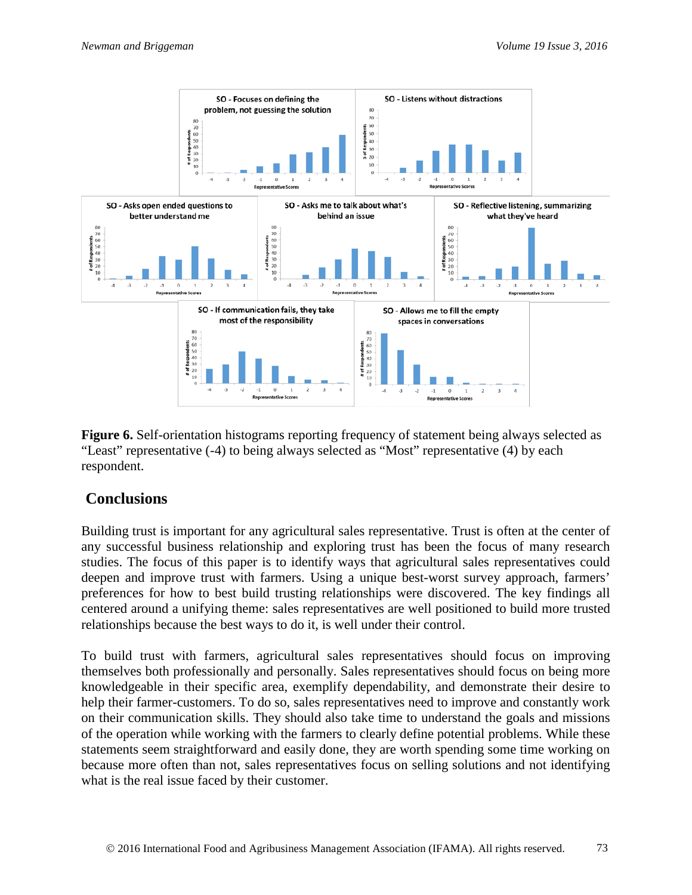**Figure 6.** Self-orientation histograms reporting frequency of statement being always selected as "Least" representative (-4) to being always selected as "Most" representative (4) by each respondent.

## Conclusions

Building trust is important for any agricultural sales representative. Trust is often at the center of any successful business relationship and exploring trust has been the focus of many research studies. The focus of this paper is to identify ways that agricultural sales representatives could deepen and improve trust with farmers. Using a unique best-worst survey approach, farmers' preferences for how to best build trusting relationships were discovered. The key findings all centered around a unifying theme: sales representatives are well positioned to build more trusted relationships because the best ways to do it, is well under their control.

To build trust with farmers, agricultural sales representatives should focus on improving themselves both professionally and personally. Sales representatives should focus on being more knowledgeable in their specific area, exemplify dependability, and demonstrate their desire to help their farmer-customers. To do so, sales representatives need to improve and constantly work on their communication skills. They should also take time to understand the goals and missions of the operation while working with the farmers to clearly define potential problems. While these statements seem straightforward and easily done, they are worth spending some time working on because more often than not, sales representatives focus on selling solutions and not identifying what is the real issue faced by their customer.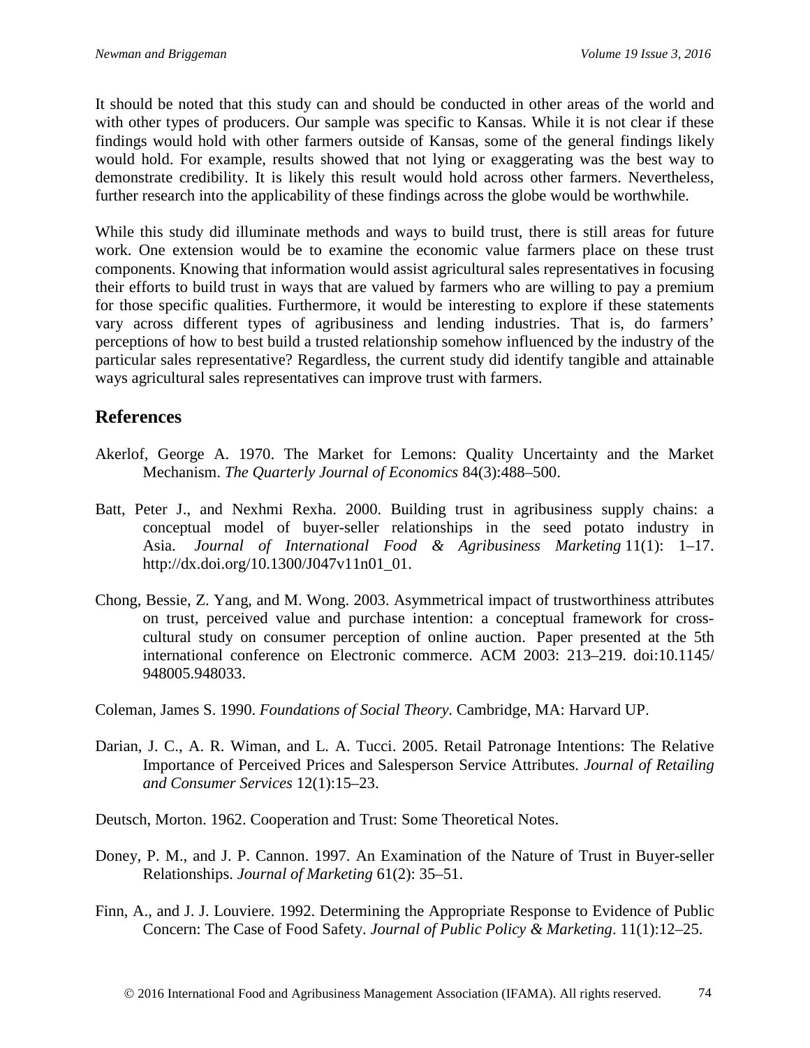It should be noted that this study can and should be conducted in other areas of the world and with other types of producers. Our sample was specific to Kansas. While it is not clear if these findings would hold with other farmers outside of Kansas, some of the general findings likely would hold. For example, results showed that not lying or exaggerating was the best way to demonstrate credibility. It is likely this result would hold across other farmers. Nevertheless, further research into the applicability of these findings across the globe would be worthwhile.

While this study did illuminate methods and ways to build trust, there is still areas for future work. One extension would be to examine the economic value farmers place on these trust components. Knowing that information would assist agricultural sales representatives in focusing their efforts to build trust in ways that are valued by farmers who are willing to pay a premium for those specific qualities. Furthermore, it would be interesting to explore if these statements vary across different types of agribusiness and lending industries. That is, do farmers' perceptions of how to best build a trusted relationship somehow influenced by the industry of the particular sales representative? Regardless, the current study did identify tangible and attainable ways agricultural sales representatives can improve trust with farmers.

## References

Akerlof, George A. 1970. The Market for Lemons: Quality Uncertainty and the Market Mechanism. *The Quarterly Journal of Economics* 84(3):488–500.

Batt, Peter J., and Nexhmi Rexha. 2000. Building trust in agribusiness supply chains: a conceptual model of buyer-seller relationships in the seed potato industry in Asia. *Journal of International Food & Agribusiness Marketing* 11(1): 1–17. http://dx.doi.org/10.1300/J047v11n01_01.

Chong, Bessie, Z. Yang, and M. Wong. 2003. Asymmetrical impact of trustworthiness attributes on trust, perceived value and purchase intention: a conceptual framework for cross-cultural study on consumer perception of online auction. Paper presented at the 5th international conference on Electronic commerce. ACM 2003: 213–219. doi:10.1145/948005.948033.

Coleman, James S. 1990. *Foundations of Social Theory*. Cambridge, MA: Harvard UP.

Darian, J. C., A. R. Wiman, and L. A. Tucci. 2005. Retail Patronage Intentions: The Relative Importance of Perceived Prices and Salesperson Service Attributes. *Journal of Retailing and Consumer Services* 12(1):15–23.

Deutsch, Morton. 1962. Cooperation and Trust: Some Theoretical Notes.

Doney, P. M., and J. P. Cannon. 1997. An Examination of the Nature of Trust in Buyer-seller Relationships. *Journal of Marketing* 61(2): 35–51.

Finn, A., and J. J. Louviere. 1992. Determining the Appropriate Response to Evidence of Public Concern: The Case of Food Safety. *Journal of Public Policy & Marketing*. 11(1):12–25.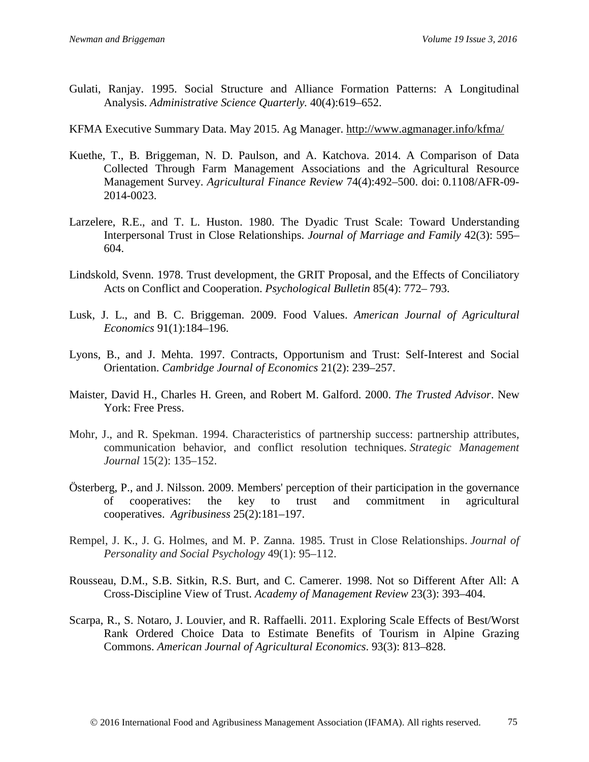Gulati, Ranjay. 1995. Social Structure and Alliance Formation Patterns: A Longitudinal Analysis. *Administrative Science Quarterly*. 40(4):619–652.

KFMA Executive Summary Data. May 2015. Ag Manager. http://www.agmanager.info/kfma/

Kuethe, T., B. Briggeman, N. D. Paulson, and A. Katchova. 2014. A Comparison of Data Collected Through Farm Management Associations and the Agricultural Resource Management Survey. *Agricultural Finance Review* 74(4):492–500. doi: 0.1108/AFR-09-2014-0023.

Larzelere, R.E., and T. L. Huston. 1980. The Dyadic Trust Scale: Toward Understanding Interpersonal Trust in Close Relationships. *Journal of Marriage and Family* 42(3): 595–604.

Lindskold, Svenn. 1978. Trust development, the GRIT Proposal, and the Effects of Conciliatory Acts on Conflict and Cooperation. *Psychological Bulletin* 85(4): 772– 793.

Lusk, J. L., and B. C. Briggeman. 2009. Food Values. *American Journal of Agricultural Economics* 91(1):184–196.

Lyons, B., and J. Mehta. 1997. Contracts, Opportunism and Trust: Self-Interest and Social Orientation. *Cambridge Journal of Economics* 21(2): 239–257.

Maister, David H., Charles H. Green, and Robert M. Galford. 2000. *The Trusted Advisor*. New York: Free Press.

Mohr, J., and R. Spekman. 1994. Characteristics of partnership success: partnership attributes, communication behavior, and conflict resolution techniques. *Strategic Management Journal* 15(2): 135–152.

Österberg, P., and J. Nilsson. 2009. Members' perception of their participation in the governance of cooperatives: the key to trust and commitment in agricultural cooperatives. *Agribusiness* 25(2):181–197.

Rempel, J. K., J. G. Holmes, and M. P. Zanna. 1985. Trust in Close Relationships. *Journal of Personality and Social Psychology* 49(1): 95–112.

Rousseau, D.M., S.B. Sitkin, R.S. Burt, and C. Camerer. 1998. Not so Different After All: A Cross-Discipline View of Trust. *Academy of Management Review* 23(3): 393–404.

Scarpa, R., S. Notaro, J. Louvier, and R. Raffaelli. 2011. Exploring Scale Effects of Best/Worst Rank Ordered Choice Data to Estimate Benefits of Tourism in Alpine Grazing Commons. *American Journal of Agricultural Economics*. 93(3): 813–828.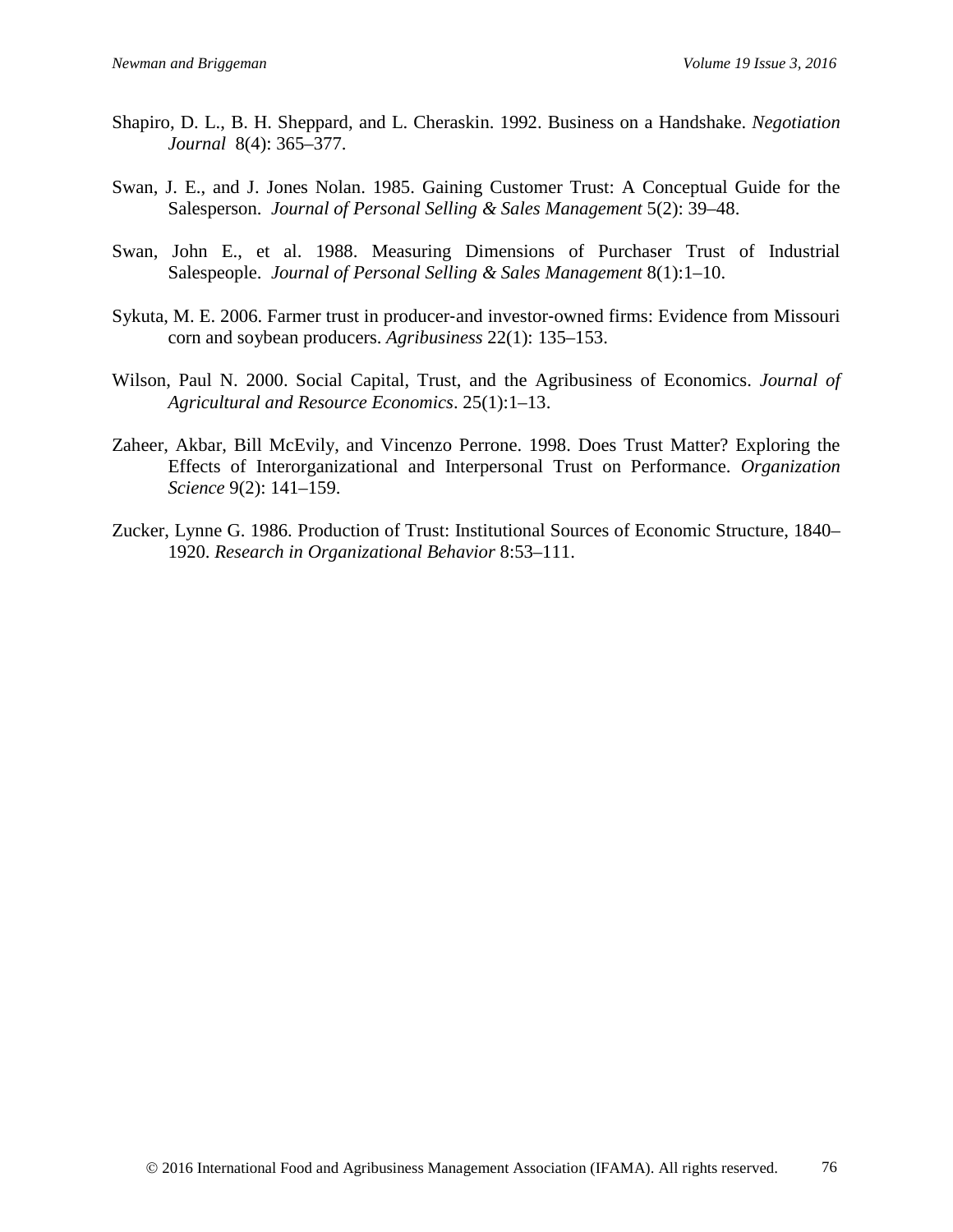Shapiro, D. L., B. H. Sheppard, and L. Cheraskin. 1992. Business on a Handshake. *Negotiation Journal* 8(4): 365–377.

Swan, J. E., and J. Jones Nolan. 1985. Gaining Customer Trust: A Conceptual Guide for the Salesperson. *Journal of Personal Selling & Sales Management* 5(2): 39–48.

Swan, John E., et al. 1988. Measuring Dimensions of Purchaser Trust of Industrial Salespeople. *Journal of Personal Selling & Sales Management* 8(1):1–10.

Sykuta, M. E. 2006. Farmer trust in producer-and investor-owned firms: Evidence from Missouri corn and soybean producers. *Agribusiness* 22(1): 135–153.

Wilson, Paul N. 2000. Social Capital, Trust, and the Agribusiness of Economics. *Journal of Agricultural and Resource Economics*. 25(1):1–13.

Zaheer, Akbar, Bill McEvily, and Vincenzo Perrone. 1998. Does Trust Matter? Exploring the Effects of Interorganizational and Interpersonal Trust on Performance. *Organization Science* 9(2): 141–159.

Zucker, Lynne G. 1986. Production of Trust: Institutional Sources of Economic Structure, 1840–1920. *Research in Organizational Behavior* 8:53–111.